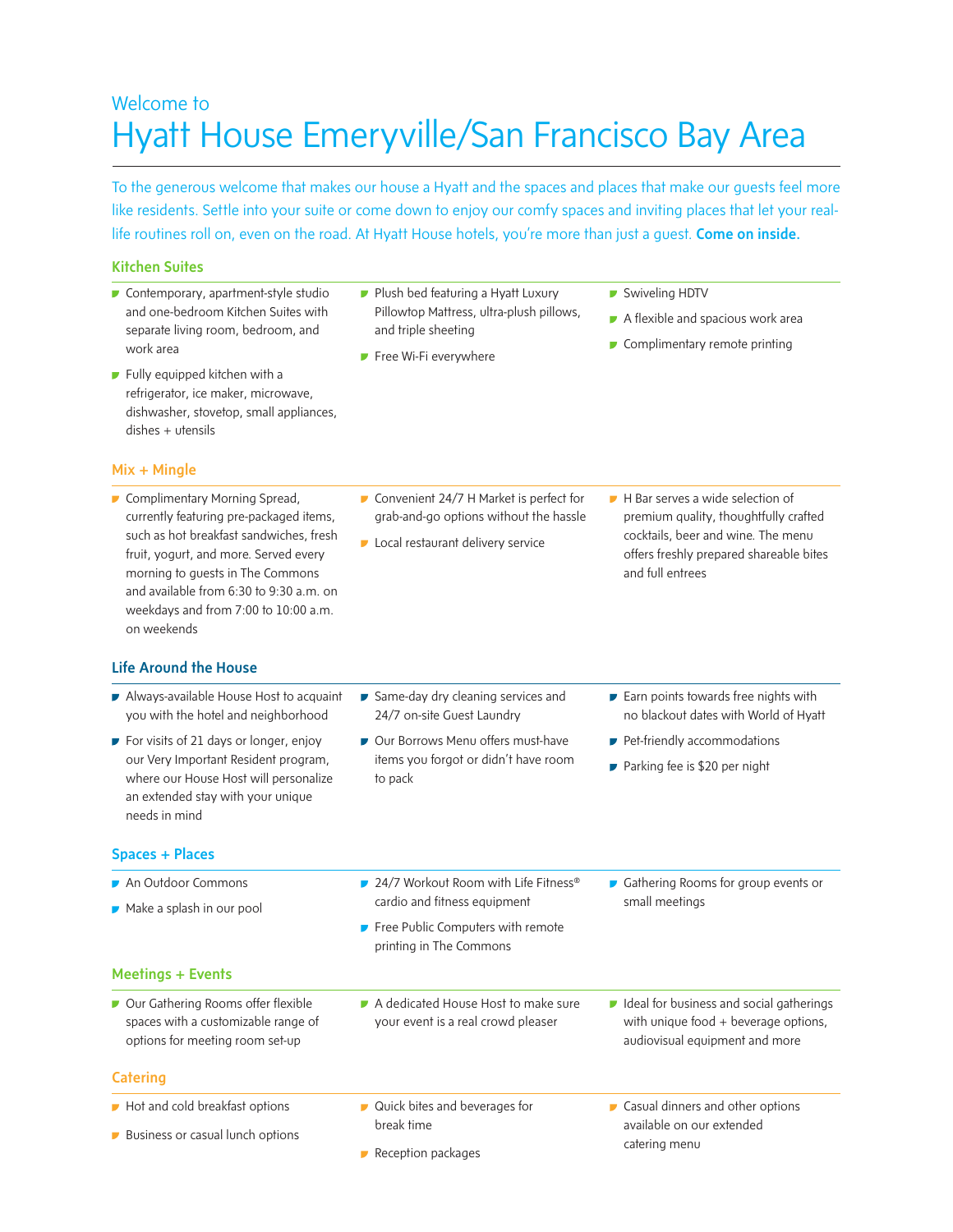Welcome to

# Hyatt House Emeryville/San Francisco Bay Area

To the generous welcome that makes our house a Hyatt and the spaces and places that make our guests feel more like residents. Settle into your suite or come down to enjoy our comfy spaces and inviting places that let your real-life routines roll on, even on the road. At Hyatt House hotels, you're more than just a guest. **Come on inside.**

## Kitchen Suites

- Contemporary, apartment-style studio and one-bedroom Kitchen Suites with separate living room, bedroom, and work area
- Fully equipped kitchen with a refrigerator, ice maker, microwave, dishwasher, stovetop, small appliances, dishes + utensils
- Plush bed featuring a Hyatt Luxury Pillowtop Mattress, ultra-plush pillows, and triple sheeting
- Free Wi-Fi everywhere
- Swiveling HDTV
- A flexible and spacious work area
- Complimentary remote printing

## Mix + Mingle

- Complimentary Morning Spread, currently featuring pre-packaged items, such as hot breakfast sandwiches, fresh fruit, yogurt, and more. Served every morning to guests in The Commons and available from 6:30 to 9:30 a.m. on weekdays and from 7:00 to 10:00 a.m. on weekends
- Convenient 24/7 H Market is perfect for grab-and-go options without the hassle
- Local restaurant delivery service
- H Bar serves a wide selection of premium quality, thoughtfully crafted cocktails, beer and wine. The menu offers freshly prepared shareable bites and full entrees

## Life Around the House

- Always-available House Host to acquaint you with the hotel and neighborhood
- For visits of 21 days or longer, enjoy our Very Important Resident program, where our House Host will personalize an extended stay with your unique needs in mind
- Same-day dry cleaning services and 24/7 on-site Guest Laundry
- Our Borrows Menu offers must-have items you forgot or didn't have room to pack
- Earn points towards free nights with no blackout dates with World of Hyatt
- Pet-friendly accommodations
- Parking fee is $20 per night

## Spaces + Places

- An Outdoor Commons
- Make a splash in our pool
- 24/7 Workout Room with Life Fitness® cardio and fitness equipment
- Free Public Computers with remote printing in The Commons
- Gathering Rooms for group events or small meetings

## Meetings + Events

- Our Gathering Rooms offer flexible spaces with a customizable range of options for meeting room set-up
- A dedicated House Host to make sure your event is a real crowd pleaser
- Ideal for business and social gatherings with unique food + beverage options, audiovisual equipment and more

## Catering

- Hot and cold breakfast options
- Business or casual lunch options
- Quick bites and beverages for break time
- Reception packages
- Casual dinners and other options available on our extended catering menu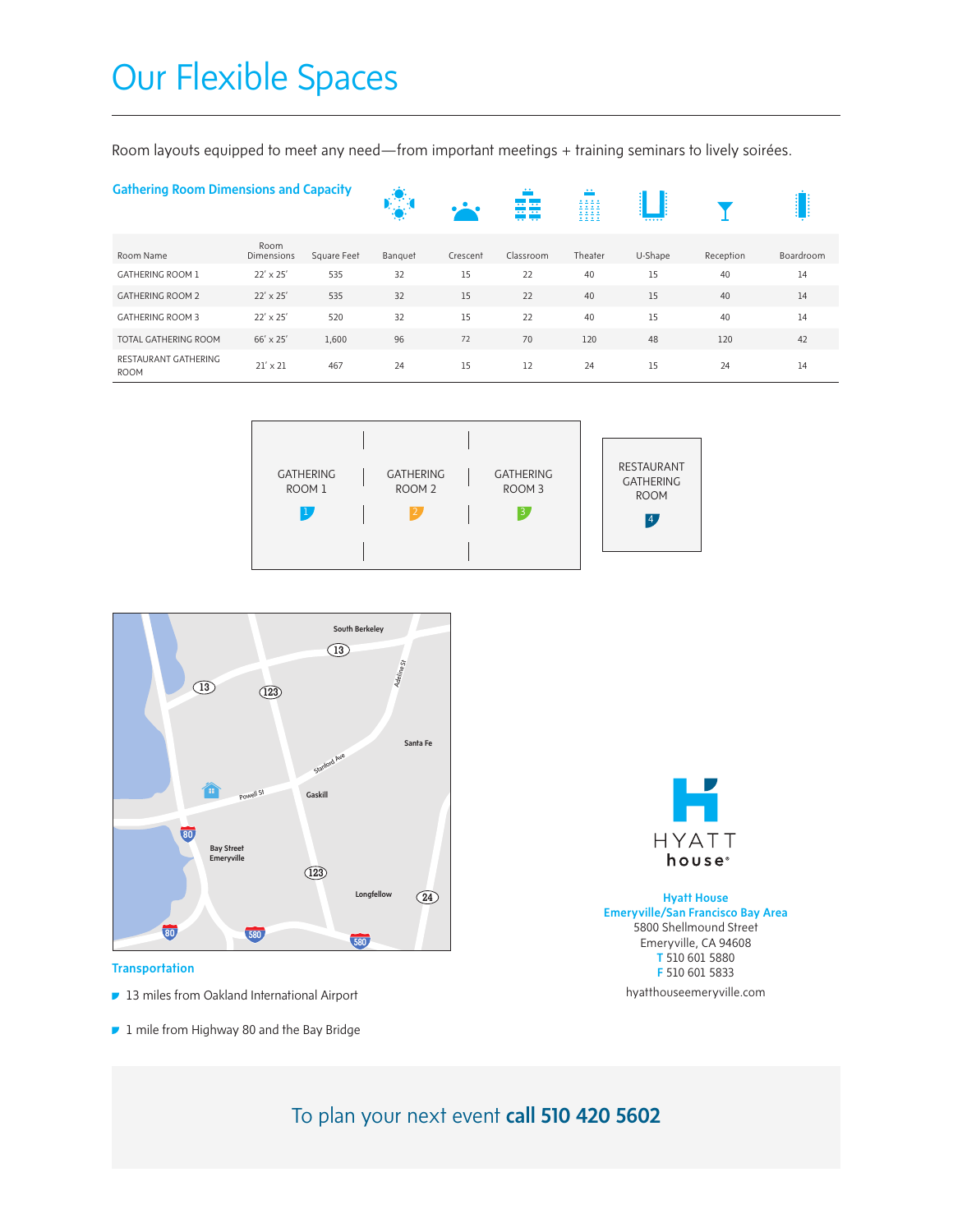# Our Flexible Spaces

Room layouts equipped to meet any need—from important meetings + training seminars to lively soirées.

### Gathering Room Dimensions and Capacity

| Room Name | Room Dimensions | Square Feet | Banquet | Crescent | Classroom | Theater | U-Shape | Reception | Boardroom |
|---|---|---|---|---|---|---|---|---|---|
| GATHERING ROOM 1 | 22′ x 25′ | 535 | 32 | 15 | 22 | 40 | 15 | 40 | 14 |
| GATHERING ROOM 2 | 22′ x 25′ | 535 | 32 | 15 | 22 | 40 | 15 | 40 | 14 |
| GATHERING ROOM 3 | 22′ x 25′ | 520 | 32 | 15 | 22 | 40 | 15 | 40 | 14 |
| TOTAL GATHERING ROOM | 66′ x 25′ | 1,600 | 96 | 72 | 70 | 120 | 48 | 120 | 42 |
| RESTAURANT GATHERING ROOM | 21′ x 21 | 467 | 24 | 15 | 12 | 24 | 15 | 24 | 14 |

GATHERING ROOM 1 — 1
GATHERING ROOM 2 — 2
GATHERING ROOM 3 — 3
RESTAURANT GATHERING ROOM — 4

South Berkeley
13
123
Adeline St
Santa Fe
Stanford Ave
Powell St
Gaskill
80
Bay Street Emeryville
123
Longfellow
24
80
580
580

### Transportation

- 13 miles from Oakland International Airport
- 1 mile from Highway 80 and the Bay Bridge

HYATT house

**Hyatt House**
**Emeryville/San Francisco Bay Area**
5800 Shellmound Street
Emeryville, CA 94608
T 510 601 5880
F 510 601 5833

hyatthouseemeryville.com

To plan your next event **call 510 420 5602**